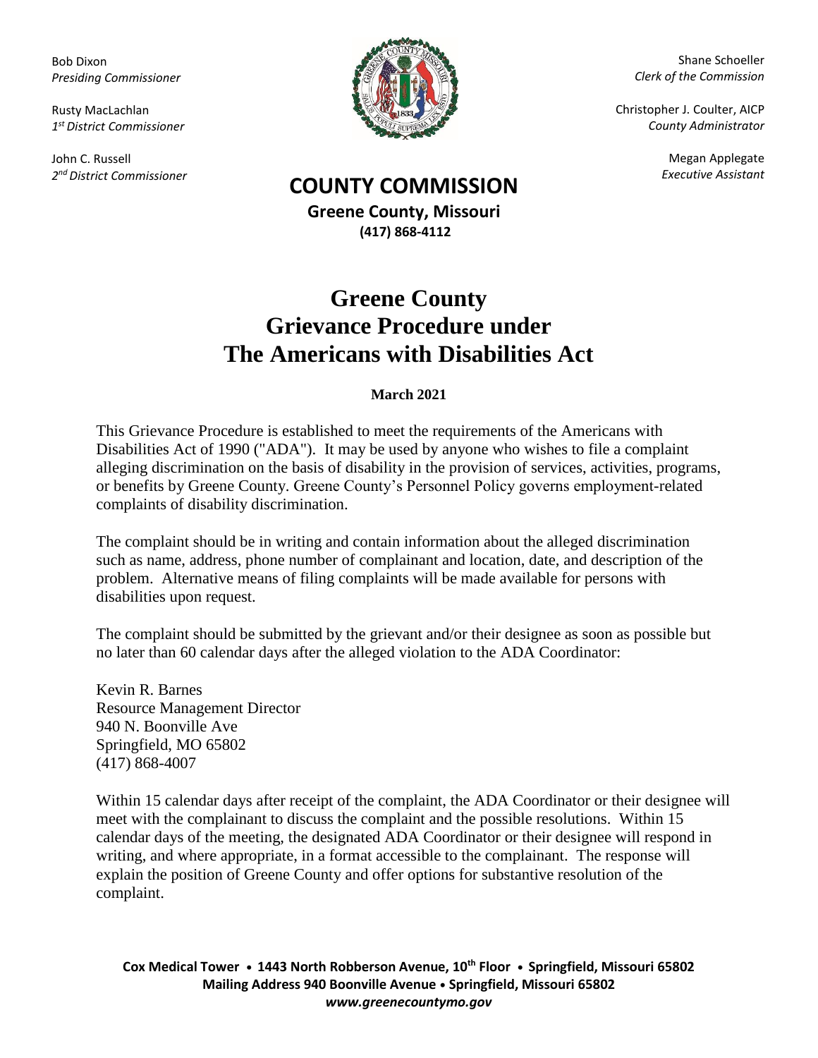Bob Dixon
*Presiding Commissioner*

Rusty MacLachlan
*1st District Commissioner*

John C. Russell
*2nd District Commissioner*

Shane Schoeller
*Clerk of the Commission*

Christopher J. Coulter, AICP
*County Administrator*

Megan Applegate
*Executive Assistant*

**COUNTY COMMISSION**
**Greene County, Missouri**
**(417) 868-4112**

# Greene County Grievance Procedure under The Americans with Disabilities Act

**March 2021**

This Grievance Procedure is established to meet the requirements of the Americans with Disabilities Act of 1990 ("ADA"). It may be used by anyone who wishes to file a complaint alleging discrimination on the basis of disability in the provision of services, activities, programs, or benefits by Greene County. Greene County's Personnel Policy governs employment-related complaints of disability discrimination.

The complaint should be in writing and contain information about the alleged discrimination such as name, address, phone number of complainant and location, date, and description of the problem. Alternative means of filing complaints will be made available for persons with disabilities upon request.

The complaint should be submitted by the grievant and/or their designee as soon as possible but no later than 60 calendar days after the alleged violation to the ADA Coordinator:

Kevin R. Barnes
Resource Management Director
940 N. Boonville Ave
Springfield, MO 65802
(417) 868-4007

Within 15 calendar days after receipt of the complaint, the ADA Coordinator or their designee will meet with the complainant to discuss the complaint and the possible resolutions. Within 15 calendar days of the meeting, the designated ADA Coordinator or their designee will respond in writing, and where appropriate, in a format accessible to the complainant. The response will explain the position of Greene County and offer options for substantive resolution of the complaint.

**Cox Medical Tower • 1443 North Robberson Avenue, 10th Floor • Springfield, Missouri 65802**
**Mailing Address 940 Boonville Avenue • Springfield, Missouri 65802**
***www.greenecountymo.gov***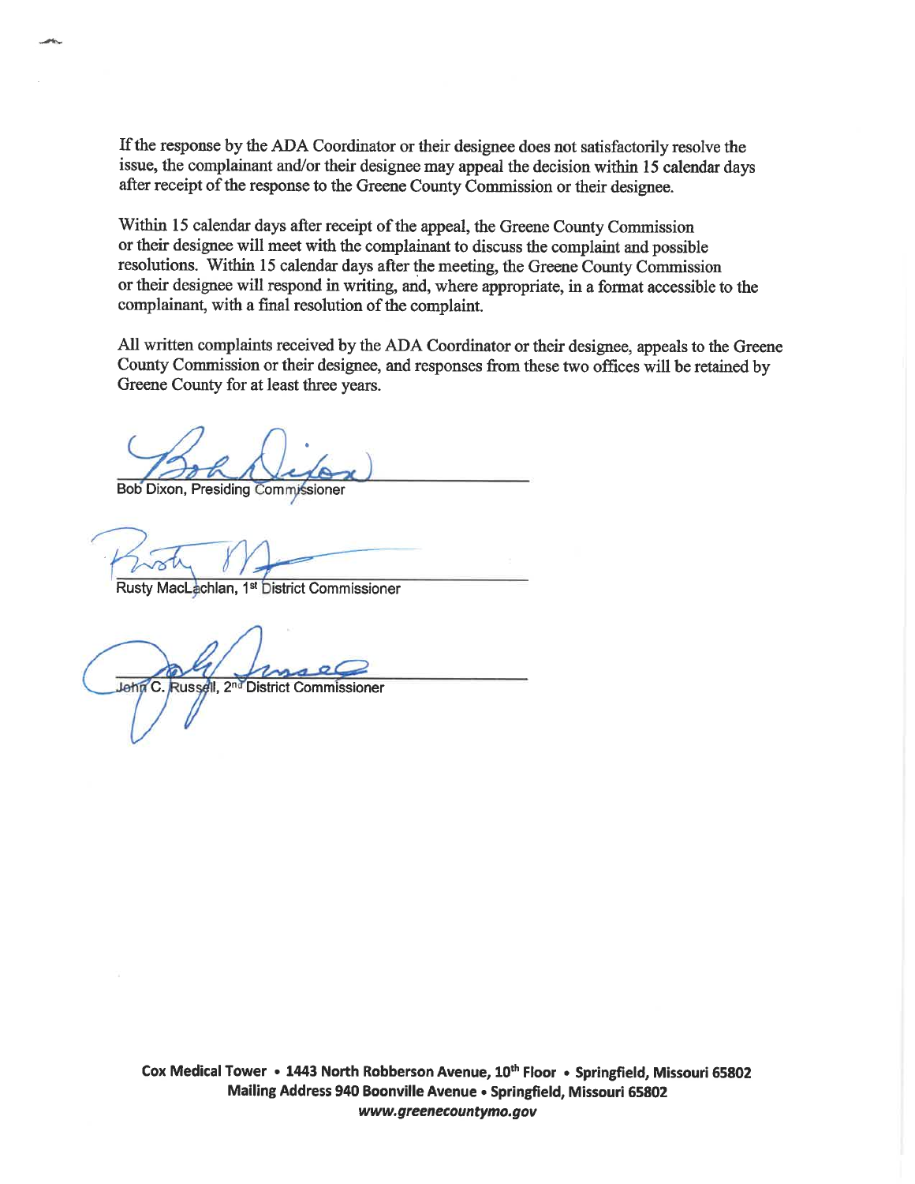If the response by the ADA Coordinator or their designee does not satisfactorily resolve the issue, the complainant and/or their designee may appeal the decision within 15 calendar days after receipt of the response to the Greene County Commission or their designee.

Within 15 calendar days after receipt of the appeal, the Greene County Commission or their designee will meet with the complainant to discuss the complaint and possible resolutions. Within 15 calendar days after the meeting, the Greene County Commission or their designee will respond in writing, and, where appropriate, in a format accessible to the complainant, with a final resolution of the complaint.

All written complaints received by the ADA Coordinator or their designee, appeals to the Greene County Commission or their designee, and responses from these two offices will be retained by Greene County for at least three years.

Bob Dixon, Presiding Commissioner

Rusty MacLachlan, 1st District Commissioner

John C. Russell, 2nd District Commissioner

**Cox Medical Tower • 1443 North Robberson Avenue, 10th Floor • Springfield, Missouri 65802**
**Mailing Address 940 Boonville Avenue • Springfield, Missouri 65802**
***www.greenecountymo.gov***